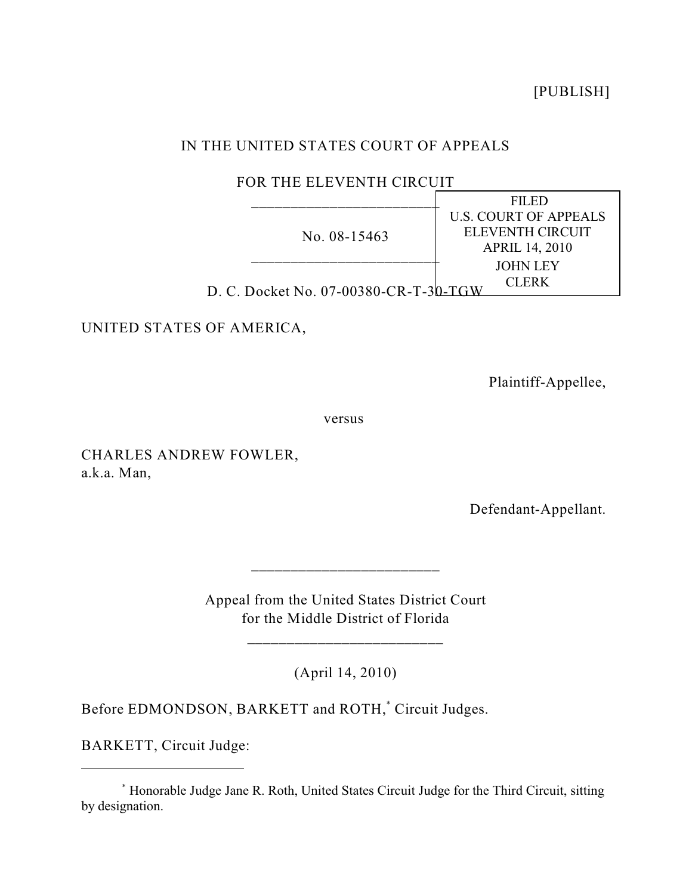[PUBLISH]

IN THE UNITED STATES COURT OF APPEALS

FOR THE ELEVENTH CIRCUIT

No. 08-15463

FILED
U.S. COURT OF APPEALS
ELEVENTH CIRCUIT
APRIL 14, 2010
JOHN LEY
CLERK

D. C. Docket No. 07-00380-CR-T-30-TGW

UNITED STATES OF AMERICA,

Plaintiff-Appellee,

versus

CHARLES ANDREW FOWLER,
a.k.a. Man,

Defendant-Appellant.

Appeal from the United States District Court
for the Middle District of Florida

(April 14, 2010)

Before EDMONDSON, BARKETT and ROTH,[*] Circuit Judges.

BARKETT, Circuit Judge:

[*] Honorable Judge Jane R. Roth, United States Circuit Judge for the Third Circuit, sitting by designation.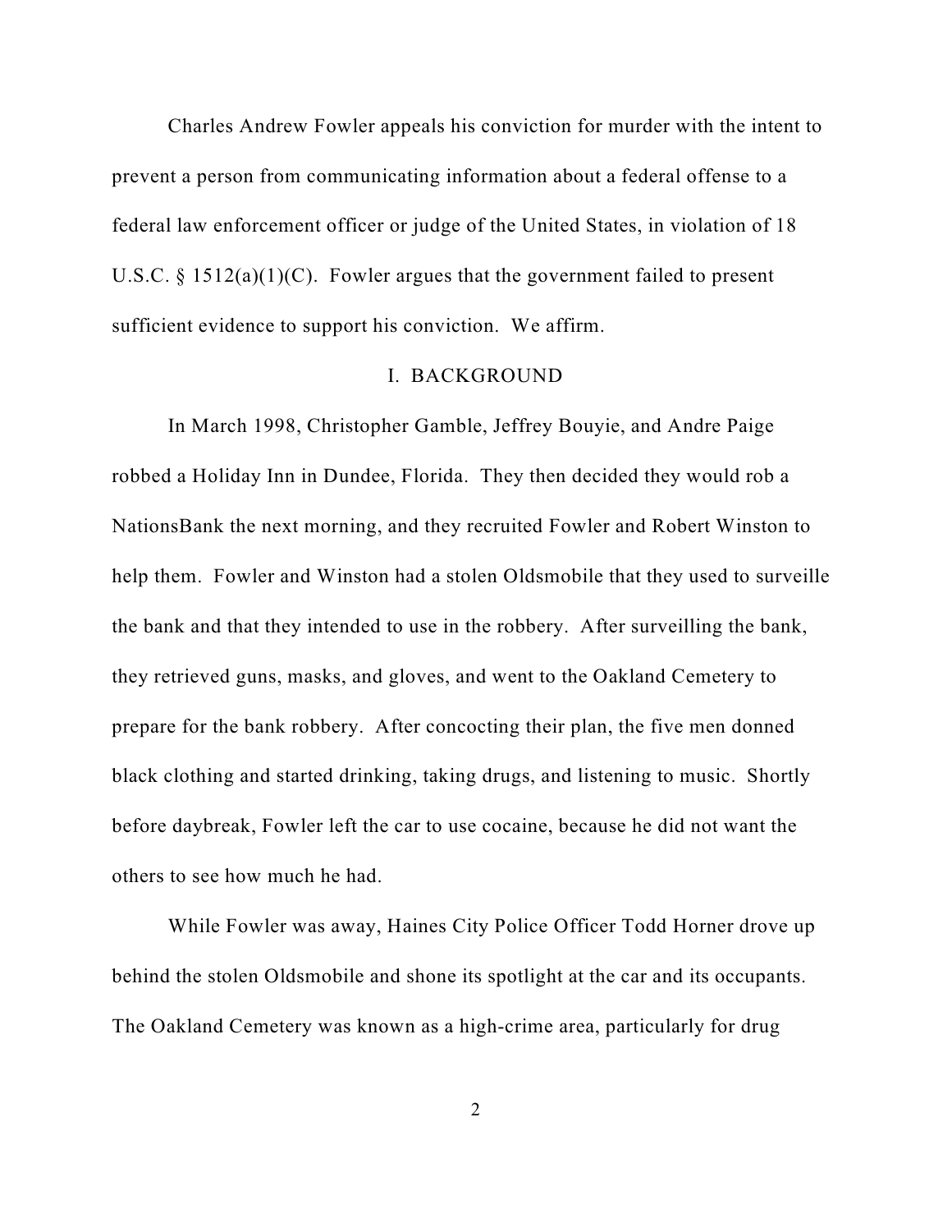Charles Andrew Fowler appeals his conviction for murder with the intent to prevent a person from communicating information about a federal offense to a federal law enforcement officer or judge of the United States, in violation of 18 U.S.C. § 1512(a)(1)(C). Fowler argues that the government failed to present sufficient evidence to support his conviction. We affirm.

## I. BACKGROUND

In March 1998, Christopher Gamble, Jeffrey Bouyie, and Andre Paige robbed a Holiday Inn in Dundee, Florida. They then decided they would rob a NationsBank the next morning, and they recruited Fowler and Robert Winston to help them. Fowler and Winston had a stolen Oldsmobile that they used to surveille the bank and that they intended to use in the robbery. After surveilling the bank, they retrieved guns, masks, and gloves, and went to the Oakland Cemetery to prepare for the bank robbery. After concocting their plan, the five men donned black clothing and started drinking, taking drugs, and listening to music. Shortly before daybreak, Fowler left the car to use cocaine, because he did not want the others to see how much he had.

While Fowler was away, Haines City Police Officer Todd Horner drove up behind the stolen Oldsmobile and shone its spotlight at the car and its occupants. The Oakland Cemetery was known as a high-crime area, particularly for drug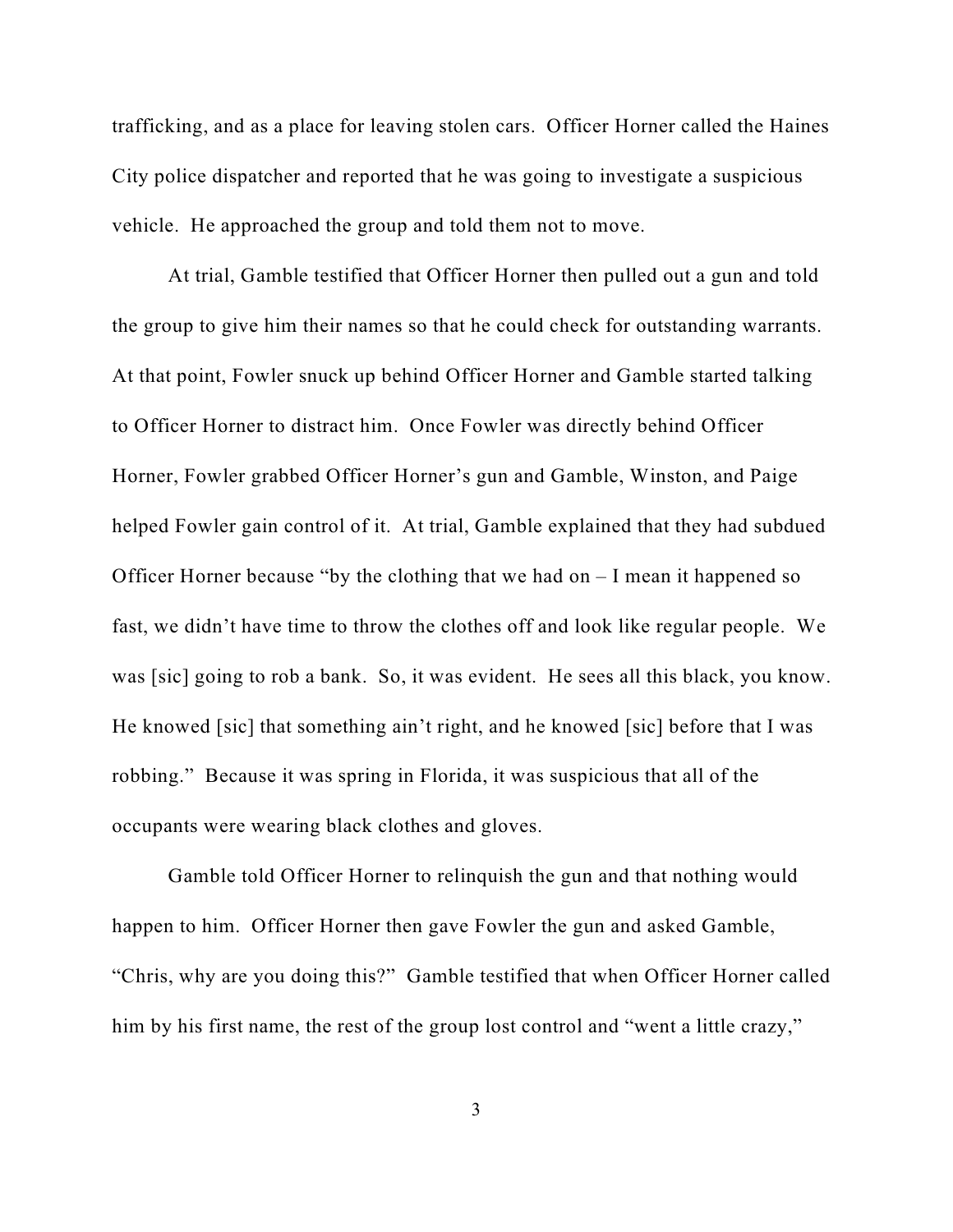trafficking, and as a place for leaving stolen cars. Officer Horner called the Haines City police dispatcher and reported that he was going to investigate a suspicious vehicle. He approached the group and told them not to move.

At trial, Gamble testified that Officer Horner then pulled out a gun and told the group to give him their names so that he could check for outstanding warrants. At that point, Fowler snuck up behind Officer Horner and Gamble started talking to Officer Horner to distract him. Once Fowler was directly behind Officer Horner, Fowler grabbed Officer Horner's gun and Gamble, Winston, and Paige helped Fowler gain control of it. At trial, Gamble explained that they had subdued Officer Horner because "by the clothing that we had on – I mean it happened so fast, we didn't have time to throw the clothes off and look like regular people. We was [sic] going to rob a bank. So, it was evident. He sees all this black, you know. He knowed [sic] that something ain't right, and he knowed [sic] before that I was robbing." Because it was spring in Florida, it was suspicious that all of the occupants were wearing black clothes and gloves.

Gamble told Officer Horner to relinquish the gun and that nothing would happen to him. Officer Horner then gave Fowler the gun and asked Gamble, "Chris, why are you doing this?" Gamble testified that when Officer Horner called him by his first name, the rest of the group lost control and "went a little crazy,"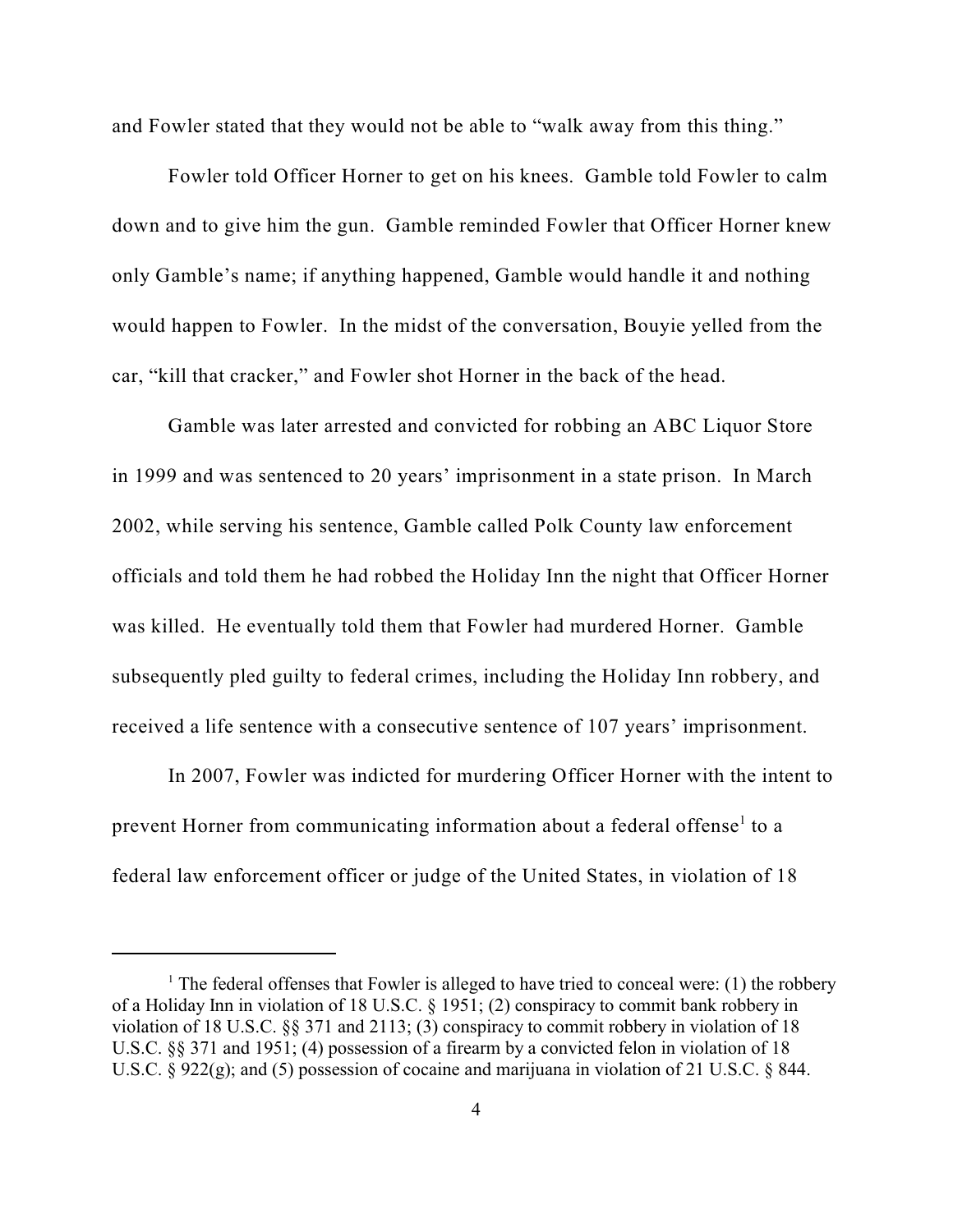and Fowler stated that they would not be able to "walk away from this thing."

Fowler told Officer Horner to get on his knees. Gamble told Fowler to calm down and to give him the gun. Gamble reminded Fowler that Officer Horner knew only Gamble's name; if anything happened, Gamble would handle it and nothing would happen to Fowler. In the midst of the conversation, Bouyie yelled from the car, "kill that cracker," and Fowler shot Horner in the back of the head.

Gamble was later arrested and convicted for robbing an ABC Liquor Store in 1999 and was sentenced to 20 years' imprisonment in a state prison. In March 2002, while serving his sentence, Gamble called Polk County law enforcement officials and told them he had robbed the Holiday Inn the night that Officer Horner was killed. He eventually told them that Fowler had murdered Horner. Gamble subsequently pled guilty to federal crimes, including the Holiday Inn robbery, and received a life sentence with a consecutive sentence of 107 years' imprisonment.

In 2007, Fowler was indicted for murdering Officer Horner with the intent to prevent Horner from communicating information about a federal offense[1] to a federal law enforcement officer or judge of the United States, in violation of 18

---

[1] The federal offenses that Fowler is alleged to have tried to conceal were: (1) the robbery of a Holiday Inn in violation of 18 U.S.C. § 1951; (2) conspiracy to commit bank robbery in violation of 18 U.S.C. §§ 371 and 2113; (3) conspiracy to commit robbery in violation of 18 U.S.C. §§ 371 and 1951; (4) possession of a firearm by a convicted felon in violation of 18 U.S.C. § 922(g); and (5) possession of cocaine and marijuana in violation of 21 U.S.C. § 844.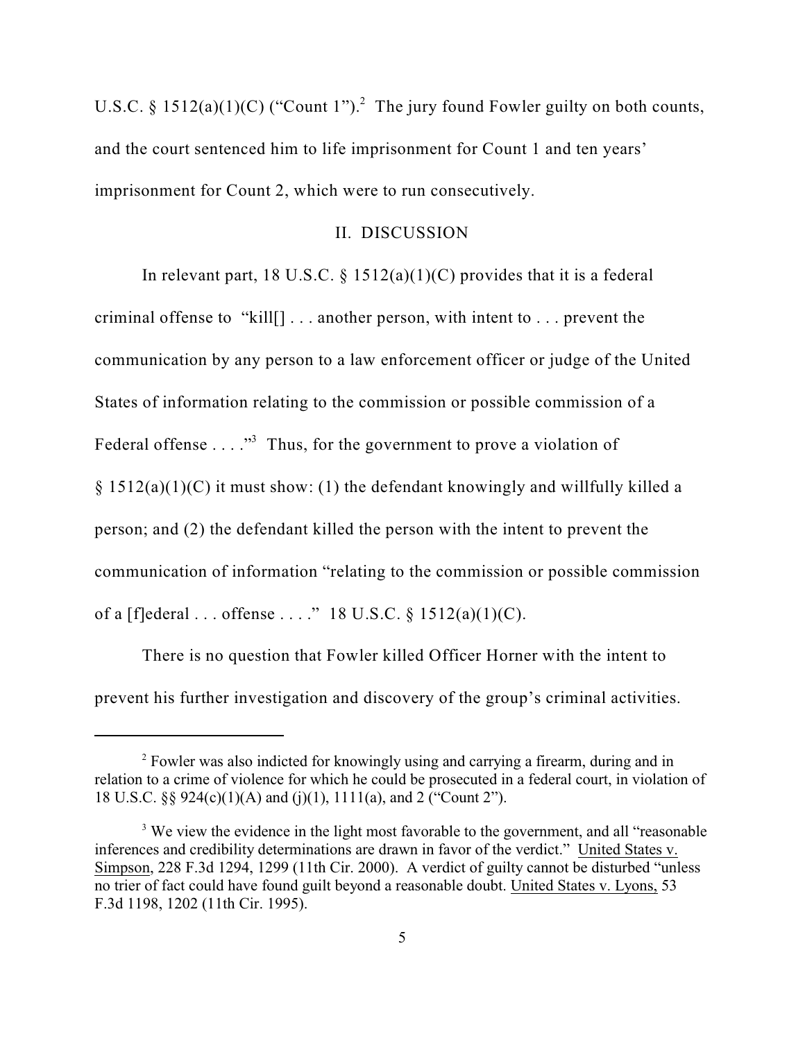U.S.C. § 1512(a)(1)(C) ("Count 1").[2] The jury found Fowler guilty on both counts, and the court sentenced him to life imprisonment for Count 1 and ten years' imprisonment for Count 2, which were to run consecutively.

## II. DISCUSSION

In relevant part, 18 U.S.C. § 1512(a)(1)(C) provides that it is a federal criminal offense to "kill[] . . . another person, with intent to . . . prevent the communication by any person to a law enforcement officer or judge of the United States of information relating to the commission or possible commission of a Federal offense . . . ."[3] Thus, for the government to prove a violation of § 1512(a)(1)(C) it must show: (1) the defendant knowingly and willfully killed a person; and (2) the defendant killed the person with the intent to prevent the communication of information "relating to the commission or possible commission of a [f]ederal . . . offense . . . ." 18 U.S.C. § 1512(a)(1)(C).

There is no question that Fowler killed Officer Horner with the intent to prevent his further investigation and discovery of the group's criminal activities.

---

[2] Fowler was also indicted for knowingly using and carrying a firearm, during and in relation to a crime of violence for which he could be prosecuted in a federal court, in violation of 18 U.S.C. §§ 924(c)(1)(A) and (j)(1), 1111(a), and 2 ("Count 2").

[3] We view the evidence in the light most favorable to the government, and all "reasonable inferences and credibility determinations are drawn in favor of the verdict." United States v. Simpson, 228 F.3d 1294, 1299 (11th Cir. 2000). A verdict of guilty cannot be disturbed "unless no trier of fact could have found guilt beyond a reasonable doubt. United States v. Lyons, 53 F.3d 1198, 1202 (11th Cir. 1995).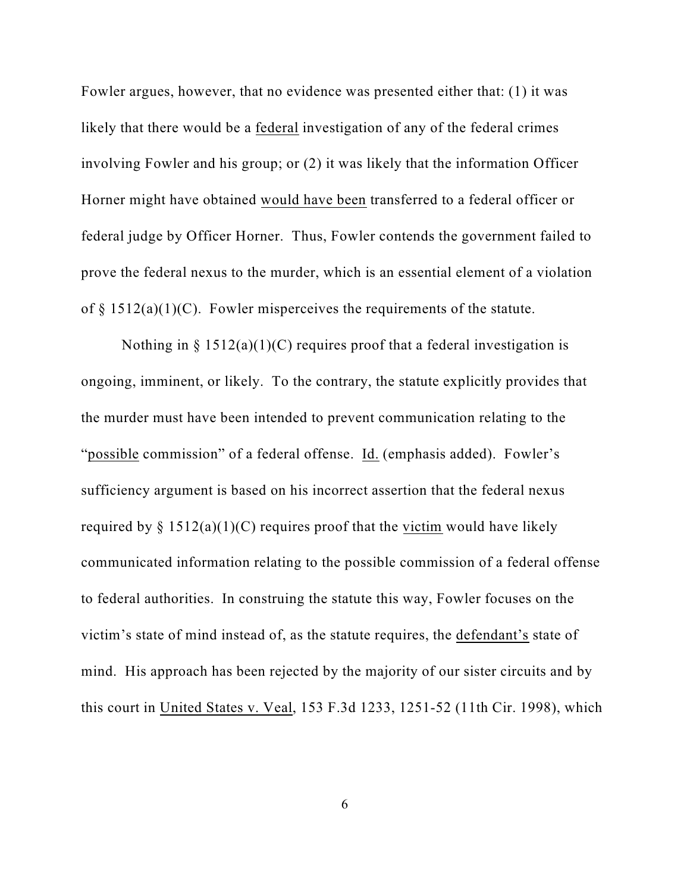Fowler argues, however, that no evidence was presented either that: (1) it was likely that there would be a <u>federal</u> investigation of any of the federal crimes involving Fowler and his group; or (2) it was likely that the information Officer Horner might have obtained <u>would have been</u> transferred to a federal officer or federal judge by Officer Horner. Thus, Fowler contends the government failed to prove the federal nexus to the murder, which is an essential element of a violation of § 1512(a)(1)(C). Fowler misperceives the requirements of the statute.

Nothing in § 1512(a)(1)(C) requires proof that a federal investigation is ongoing, imminent, or likely. To the contrary, the statute explicitly provides that the murder must have been intended to prevent communication relating to the "<u>possible</u> commission" of a federal offense. <u>Id.</u> (emphasis added). Fowler's sufficiency argument is based on his incorrect assertion that the federal nexus required by § 1512(a)(1)(C) requires proof that the <u>victim</u> would have likely communicated information relating to the possible commission of a federal offense to federal authorities. In construing the statute this way, Fowler focuses on the victim's state of mind instead of, as the statute requires, the <u>defendant's</u> state of mind. His approach has been rejected by the majority of our sister circuits and by this court in <u>United States v. Veal</u>, 153 F.3d 1233, 1251-52 (11th Cir. 1998), which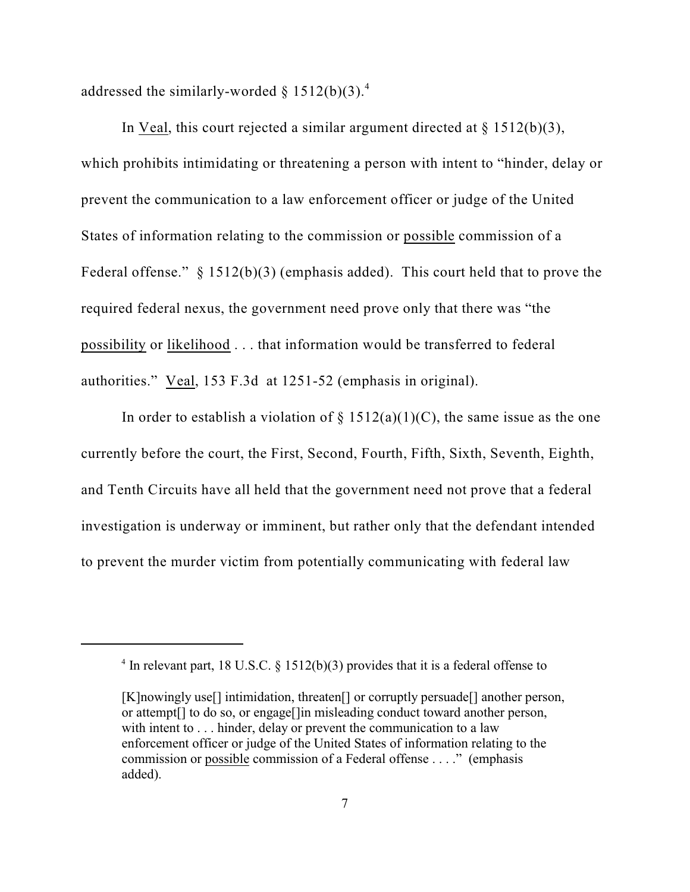addressed the similarly-worded § 1512(b)(3).[4]

In Veal, this court rejected a similar argument directed at § 1512(b)(3), which prohibits intimidating or threatening a person with intent to "hinder, delay or prevent the communication to a law enforcement officer or judge of the United States of information relating to the commission or possible commission of a Federal offense." § 1512(b)(3) (emphasis added). This court held that to prove the required federal nexus, the government need prove only that there was "the possibility or likelihood . . . that information would be transferred to federal authorities." Veal, 153 F.3d at 1251-52 (emphasis in original).

In order to establish a violation of § 1512(a)(1)(C), the same issue as the one currently before the court, the First, Second, Fourth, Fifth, Sixth, Seventh, Eighth, and Tenth Circuits have all held that the government need not prove that a federal investigation is underway or imminent, but rather only that the defendant intended to prevent the murder victim from potentially communicating with federal law

---

[4] In relevant part, 18 U.S.C. § 1512(b)(3) provides that it is a federal offense to

> [K]nowingly use[] intimidation, threaten[] or corruptly persuade[] another person, or attempt[] to do so, or engage[]in misleading conduct toward another person, with intent to . . . hinder, delay or prevent the communication to a law enforcement officer or judge of the United States of information relating to the commission or possible commission of a Federal offense . . . ." (emphasis added).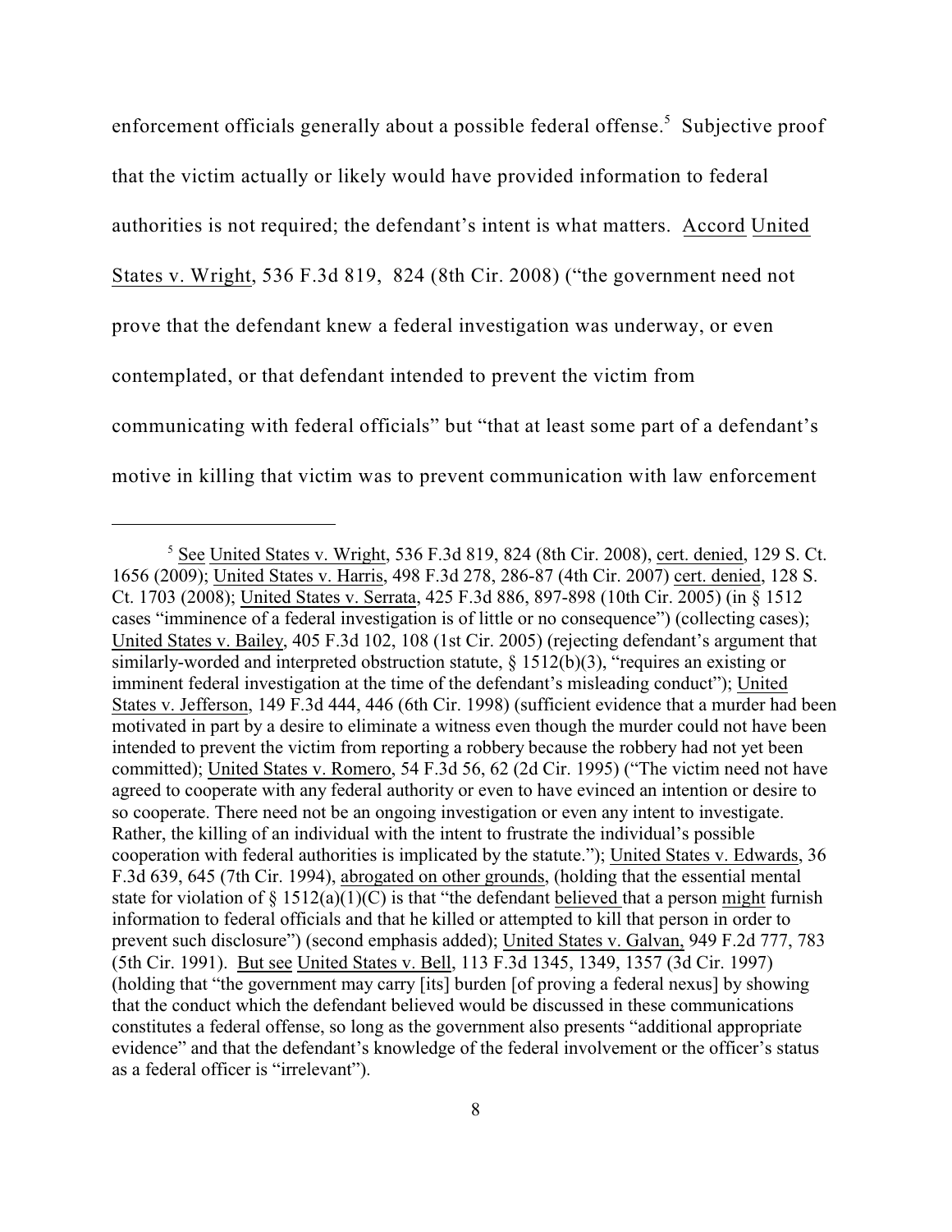enforcement officials generally about a possible federal offense.[5] Subjective proof that the victim actually or likely would have provided information to federal authorities is not required; the defendant's intent is what matters. Accord United States v. Wright, 536 F.3d 819, 824 (8th Cir. 2008) ("the government need not prove that the defendant knew a federal investigation was underway, or even contemplated, or that defendant intended to prevent the victim from communicating with federal officials" but "that at least some part of a defendant's motive in killing that victim was to prevent communication with law enforcement

---

[5] See United States v. Wright, 536 F.3d 819, 824 (8th Cir. 2008), cert. denied, 129 S. Ct. 1656 (2009); United States v. Harris, 498 F.3d 278, 286-87 (4th Cir. 2007) cert. denied, 128 S. Ct. 1703 (2008); United States v. Serrata, 425 F.3d 886, 897-898 (10th Cir. 2005) (in § 1512 cases "imminence of a federal investigation is of little or no consequence") (collecting cases); United States v. Bailey, 405 F.3d 102, 108 (1st Cir. 2005) (rejecting defendant's argument that similarly-worded and interpreted obstruction statute, § 1512(b)(3), "requires an existing or imminent federal investigation at the time of the defendant's misleading conduct"); United States v. Jefferson, 149 F.3d 444, 446 (6th Cir. 1998) (sufficient evidence that a murder had been motivated in part by a desire to eliminate a witness even though the murder could not have been intended to prevent the victim from reporting a robbery because the robbery had not yet been committed); United States v. Romero, 54 F.3d 56, 62 (2d Cir. 1995) ("The victim need not have agreed to cooperate with any federal authority or even to have evinced an intention or desire to so cooperate. There need not be an ongoing investigation or even any intent to investigate. Rather, the killing of an individual with the intent to frustrate the individual's possible cooperation with federal authorities is implicated by the statute."); United States v. Edwards, 36 F.3d 639, 645 (7th Cir. 1994), abrogated on other grounds, (holding that the essential mental state for violation of § 1512(a)(1)(C) is that "the defendant believed that a person might furnish information to federal officials and that he killed or attempted to kill that person in order to prevent such disclosure") (second emphasis added); United States v. Galvan, 949 F.2d 777, 783 (5th Cir. 1991). But see United States v. Bell, 113 F.3d 1345, 1349, 1357 (3d Cir. 1997) (holding that "the government may carry [its] burden [of proving a federal nexus] by showing that the conduct which the defendant believed would be discussed in these communications constitutes a federal offense, so long as the government also presents "additional appropriate evidence" and that the defendant's knowledge of the federal involvement or the officer's status as a federal officer is "irrelevant").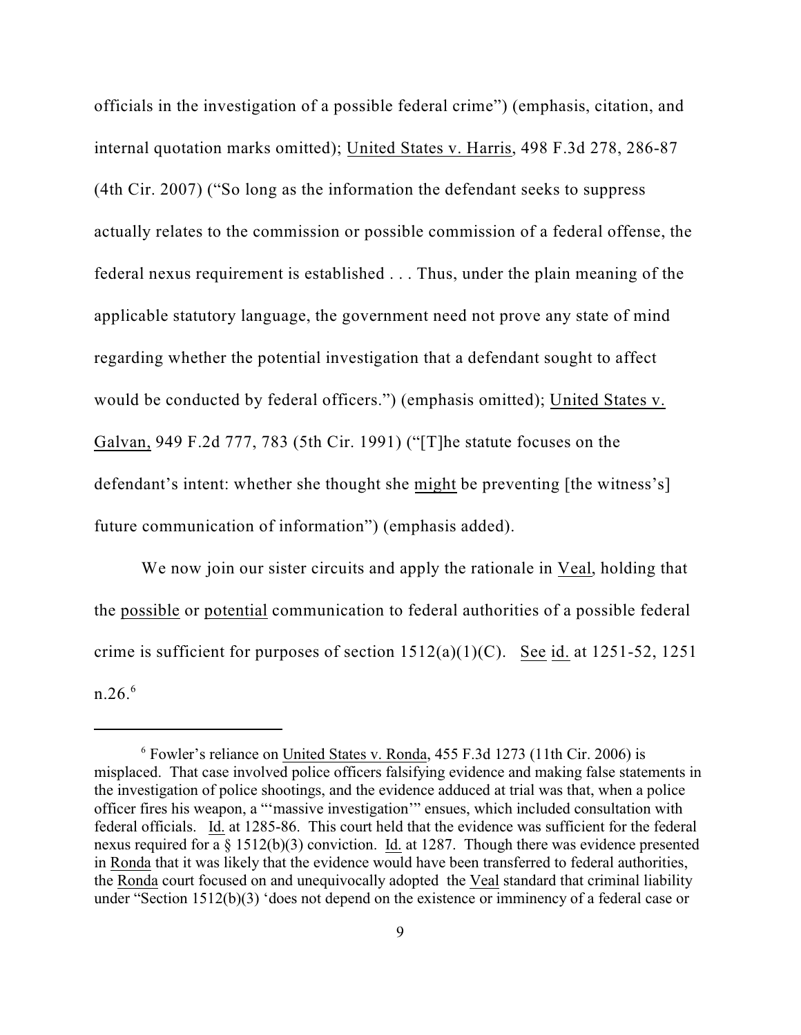officials in the investigation of a possible federal crime") (emphasis, citation, and internal quotation marks omitted); United States v. Harris, 498 F.3d 278, 286-87 (4th Cir. 2007) ("So long as the information the defendant seeks to suppress actually relates to the commission or possible commission of a federal offense, the federal nexus requirement is established . . . Thus, under the plain meaning of the applicable statutory language, the government need not prove any state of mind regarding whether the potential investigation that a defendant sought to affect would be conducted by federal officers.") (emphasis omitted); United States v. Galvan, 949 F.2d 777, 783 (5th Cir. 1991) ("[T]he statute focuses on the defendant's intent: whether she thought she might be preventing [the witness's] future communication of information") (emphasis added).

We now join our sister circuits and apply the rationale in Veal, holding that the possible or potential communication to federal authorities of a possible federal crime is sufficient for purposes of section 1512(a)(1)(C). See id. at 1251-52, 1251 n.26.[6]

---

[6] Fowler's reliance on United States v. Ronda, 455 F.3d 1273 (11th Cir. 2006) is misplaced. That case involved police officers falsifying evidence and making false statements in the investigation of police shootings, and the evidence adduced at trial was that, when a police officer fires his weapon, a "'massive investigation'" ensues, which included consultation with federal officials. Id. at 1285-86. This court held that the evidence was sufficient for the federal nexus required for a § 1512(b)(3) conviction. Id. at 1287. Though there was evidence presented in Ronda that it was likely that the evidence would have been transferred to federal authorities, the Ronda court focused on and unequivocally adopted the Veal standard that criminal liability under "Section 1512(b)(3) 'does not depend on the existence or imminency of a federal case or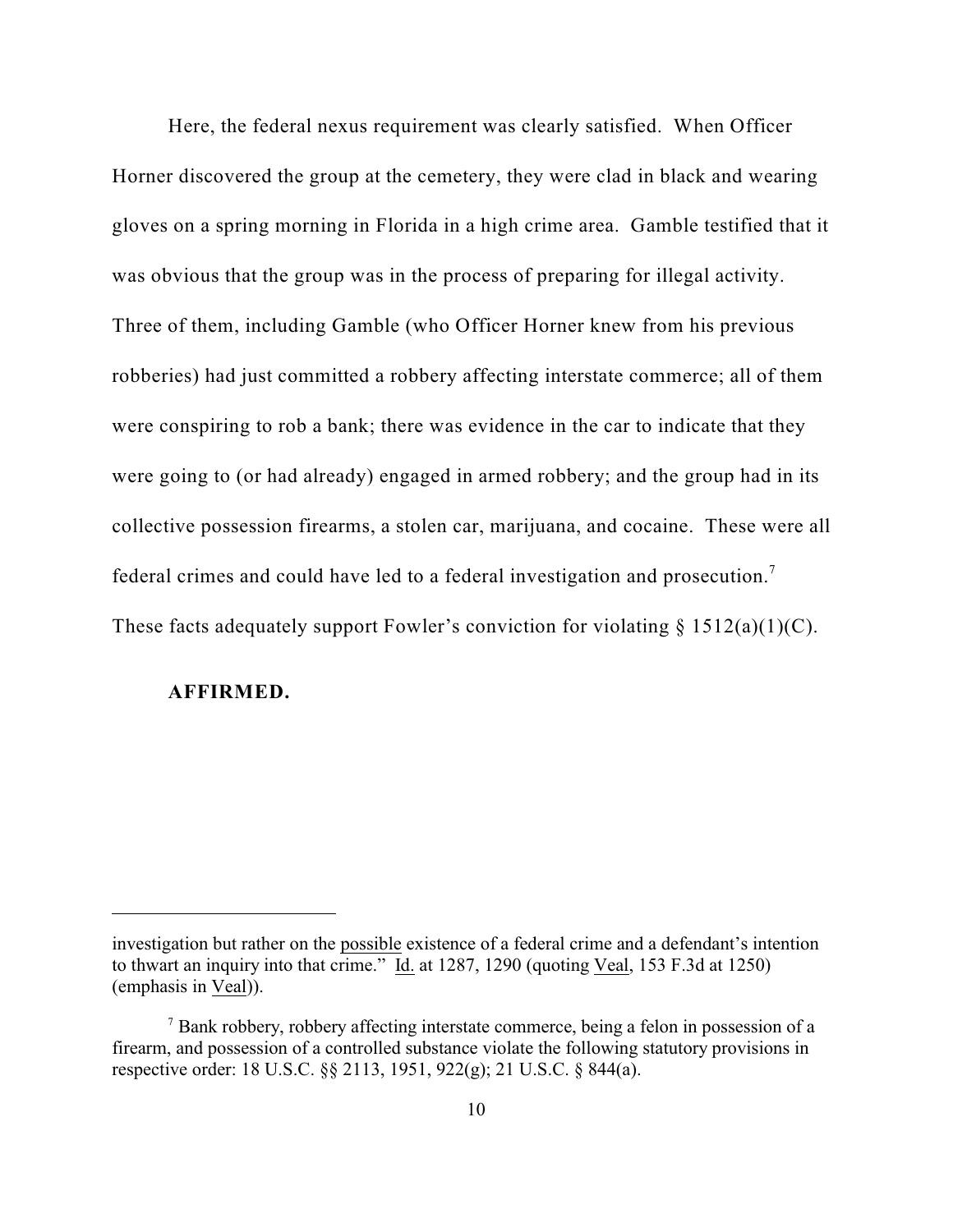Here, the federal nexus requirement was clearly satisfied. When Officer Horner discovered the group at the cemetery, they were clad in black and wearing gloves on a spring morning in Florida in a high crime area. Gamble testified that it was obvious that the group was in the process of preparing for illegal activity. Three of them, including Gamble (who Officer Horner knew from his previous robberies) had just committed a robbery affecting interstate commerce; all of them were conspiring to rob a bank; there was evidence in the car to indicate that they were going to (or had already) engaged in armed robbery; and the group had in its collective possession firearms, a stolen car, marijuana, and cocaine. These were all federal crimes and could have led to a federal investigation and prosecution.[7] These facts adequately support Fowler's conviction for violating § 1512(a)(1)(C).

**AFFIRMED.**

---

investigation but rather on the possible existence of a federal crime and a defendant's intention to thwart an inquiry into that crime." Id. at 1287, 1290 (quoting Veal, 153 F.3d at 1250) (emphasis in Veal)).

[7] Bank robbery, robbery affecting interstate commerce, being a felon in possession of a firearm, and possession of a controlled substance violate the following statutory provisions in respective order: 18 U.S.C. §§ 2113, 1951, 922(g); 21 U.S.C. § 844(a).